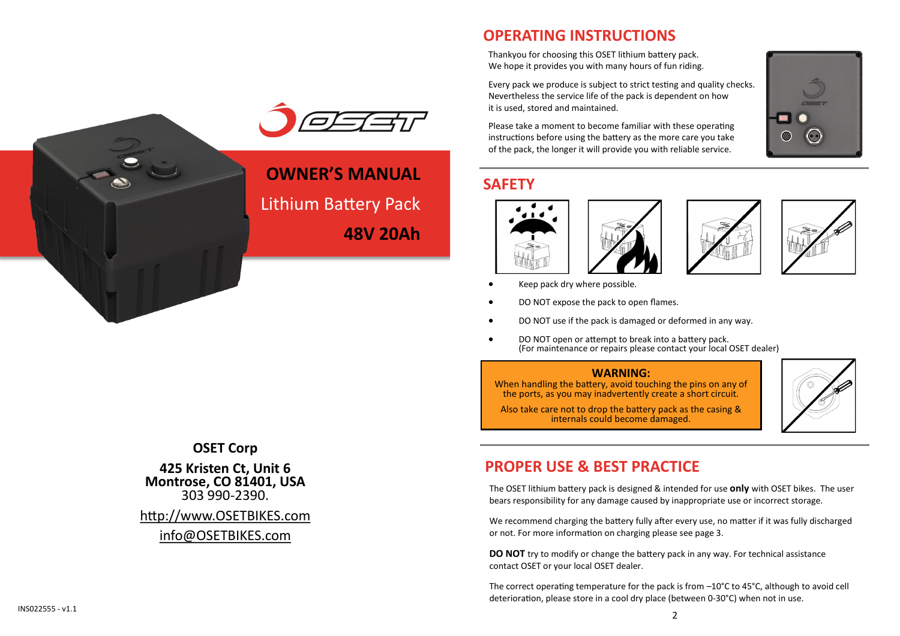# OWNER'S MANUAL

## Lithium Battery Pack

## 48V 20Ah

**OSET Corp**

**425 Kristen Ct, Unit 6**
**Montrose, CO 81401, USA**
303 990-2390.

http://www.OSETBIKES.com

info@OSETBIKES.com

INS022555 - v1.1

## OPERATING INSTRUCTIONS

Thankyou for choosing this OSET lithium battery pack.
We hope it provides you with many hours of fun riding.

Every pack we produce is subject to strict testing and quality checks. Nevertheless the service life of the pack is dependent on how it is used, stored and maintained.

Please take a moment to become familiar with these operating instructions before using the battery as the more care you take of the pack, the longer it will provide you with reliable service.

## SAFETY

- Keep pack dry where possible.
- DO NOT expose the pack to open flames.
- DO NOT use if the pack is damaged or deformed in any way.
- DO NOT open or attempt to break into a battery pack.
  (For maintenance or repairs please contact your local OSET dealer)

**WARNING:**
When handling the battery, avoid touching the pins on any of the ports, as you may inadvertently create a short circuit.

Also take care not to drop the battery pack as the casing & internals could become damaged.

## PROPER USE & BEST PRACTICE

The OSET lithium battery pack is designed & intended for use **only** with OSET bikes. The user bears responsibility for any damage caused by inappropriate use or incorrect storage.

We recommend charging the battery fully after every use, no matter if it was fully discharged or not. For more information on charging please see page 3.

**DO NOT** try to modify or change the battery pack in any way. For technical assistance contact OSET or your local OSET dealer.

The correct operating temperature for the pack is from –10°C to 45°C, although to avoid cell deterioration, please store in a cool dry place (between 0-30°C) when not in use.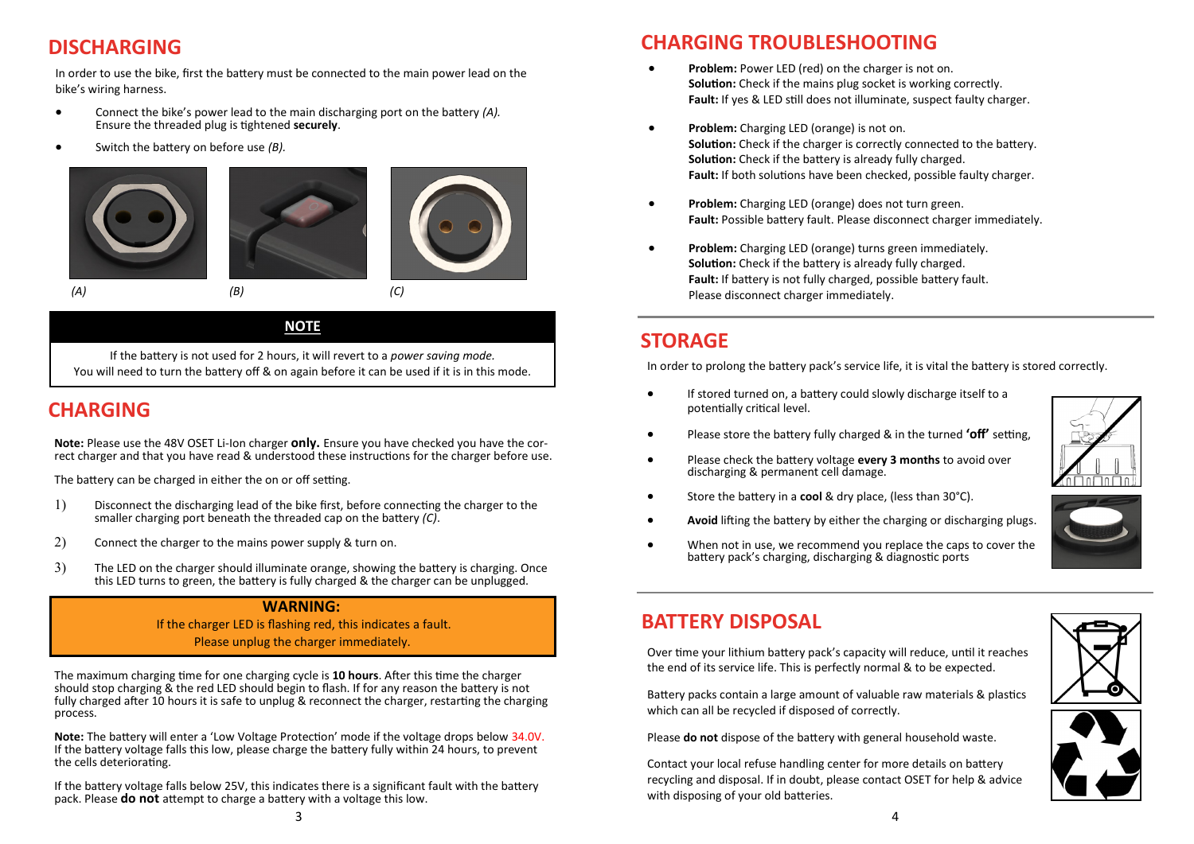## DISCHARGING

In order to use the bike, first the battery must be connected to the main power lead on the bike's wiring harness.

- Connect the bike's power lead to the main discharging port on the battery *(A).* Ensure the threaded plug is tightened **securely**.
- Switch the battery on before use *(B).*

*(A)* *(B)* *(C)*

**NOTE**

If the battery is not used for 2 hours, it will revert to a *power saving mode.* You will need to turn the battery off & on again before it can be used if it is in this mode.

## CHARGING

**Note:** Please use the 48V OSET Li-Ion charger **only.** Ensure you have checked you have the correct charger and that you have read & understood these instructions for the charger before use.

The battery can be charged in either the on or off setting.

1) Disconnect the discharging lead of the bike first, before connecting the charger to the smaller charging port beneath the threaded cap on the battery *(C).*
2) Connect the charger to the mains power supply & turn on.
3) The LED on the charger should illuminate orange, showing the battery is charging. Once this LED turns to green, the battery is fully charged & the charger can be unplugged.

**WARNING:**
If the charger LED is flashing red, this indicates a fault.
Please unplug the charger immediately.

The maximum charging time for one charging cycle is **10 hours**. After this time the charger should stop charging & the red LED should begin to flash. If for any reason the battery is not fully charged after 10 hours it is safe to unplug & reconnect the charger, restarting the charging process.

**Note:** The battery will enter a 'Low Voltage Protection' mode if the voltage drops below 34.0V. If the battery voltage falls this low, please charge the battery fully within 24 hours, to prevent the cells deteriorating.

If the battery voltage falls below 25V, this indicates there is a significant fault with the battery pack. Please **do not** attempt to charge a battery with a voltage this low.

## CHARGING TROUBLESHOOTING

- **Problem:** Power LED (red) on the charger is not on.
  **Solution:** Check if the mains plug socket is working correctly.
  **Fault:** If yes & LED still does not illuminate, suspect faulty charger.
- **Problem:** Charging LED (orange) is not on.
  **Solution:** Check if the charger is correctly connected to the battery.
  **Solution:** Check if the battery is already fully charged.
  **Fault:** If both solutions have been checked, possible faulty charger.
- **Problem:** Charging LED (orange) does not turn green.
  **Fault:** Possible battery fault. Please disconnect charger immediately.
- **Problem:** Charging LED (orange) turns green immediately.
  **Solution:** Check if the battery is already fully charged.
  **Fault:** If battery is not fully charged, possible battery fault.
  Please disconnect charger immediately.

## STORAGE

In order to prolong the battery pack's service life, it is vital the battery is stored correctly.

- If stored turned on, a battery could slowly discharge itself to a potentially critical level.
- Please store the battery fully charged & in the turned **'off'** setting,
- Please check the battery voltage **every 3 months** to avoid over discharging & permanent cell damage.
- Store the battery in a **cool** & dry place, (less than 30°C).
- **Avoid** lifting the battery by either the charging or discharging plugs.
- When not in use, we recommend you replace the caps to cover the battery pack's charging, discharging & diagnostic ports

## BATTERY DISPOSAL

Over time your lithium battery pack's capacity will reduce, until it reaches the end of its service life. This is perfectly normal & to be expected.

Battery packs contain a large amount of valuable raw materials & plastics which can all be recycled if disposed of correctly.

Please **do not** dispose of the battery with general household waste.

Contact your local refuse handling center for more details on battery recycling and disposal. If in doubt, please contact OSET for help & advice with disposing of your old batteries.